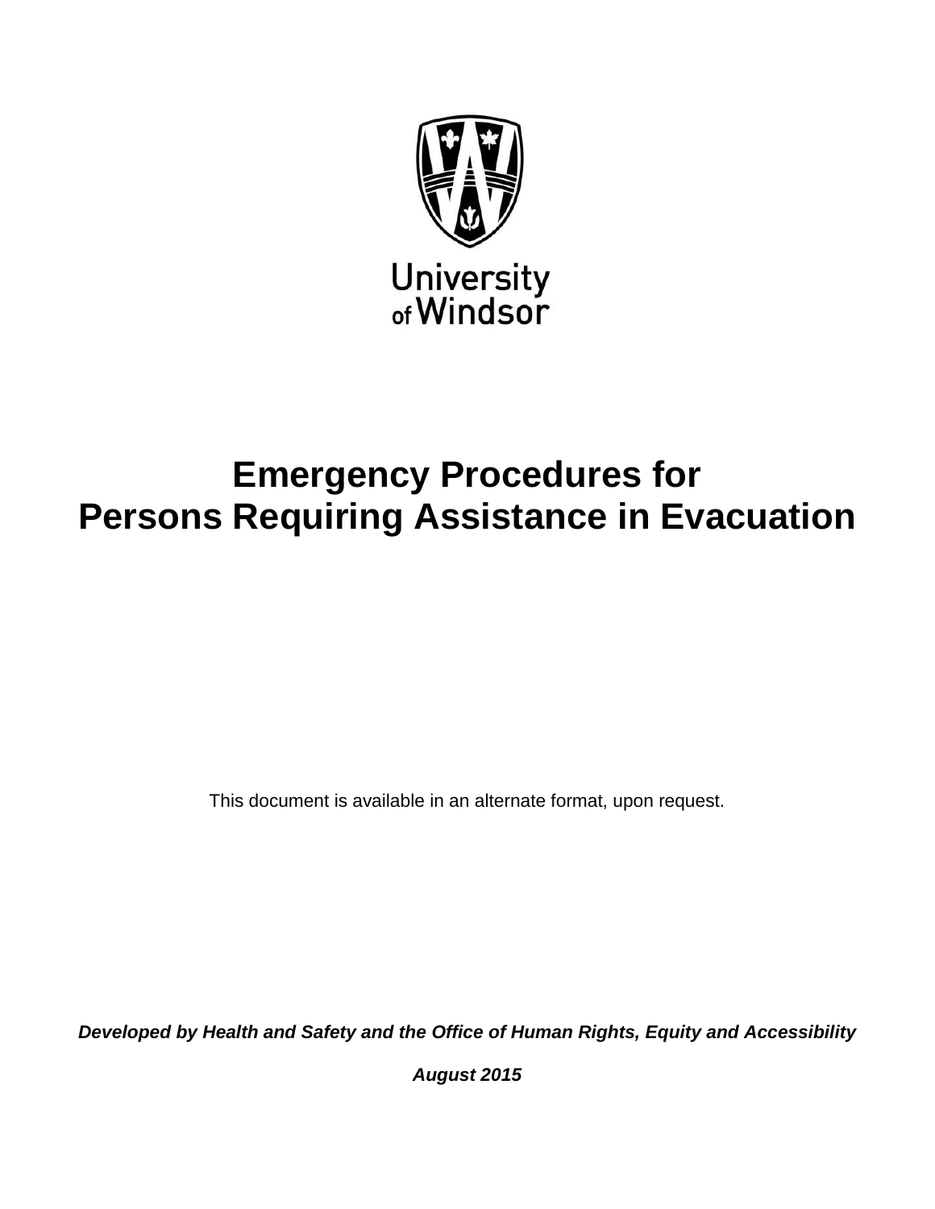University of Windsor

# Emergency Procedures for Persons Requiring Assistance in Evacuation

This document is available in an alternate format, upon request.

***Developed by Health and Safety and the Office of Human Rights, Equity and Accessibility***

***August 2015***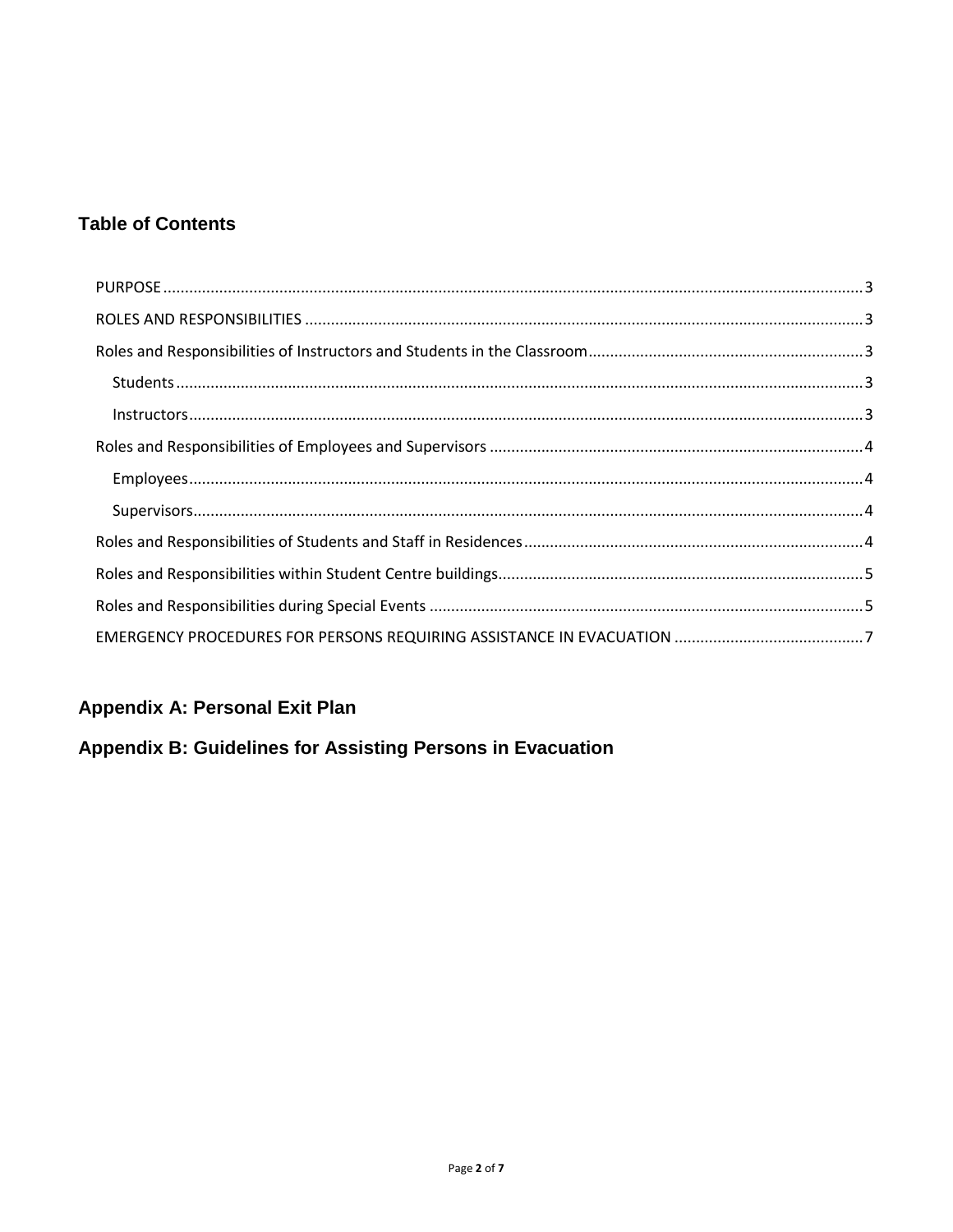## Table of Contents

- PURPOSE ..... 3
- ROLES AND RESPONSIBILITIES ..... 3
- Roles and Responsibilities of Instructors and Students in the Classroom ..... 3
  - Students ..... 3
  - Instructors ..... 3
- Roles and Responsibilities of Employees and Supervisors ..... 4
  - Employees ..... 4
  - Supervisors ..... 4
- Roles and Responsibilities of Students and Staff in Residences ..... 4
- Roles and Responsibilities within Student Centre buildings ..... 5
- Roles and Responsibilities during Special Events ..... 5
- EMERGENCY PROCEDURES FOR PERSONS REQUIRING ASSISTANCE IN EVACUATION ..... 7

## Appendix A: Personal Exit Plan

## Appendix B: Guidelines for Assisting Persons in Evacuation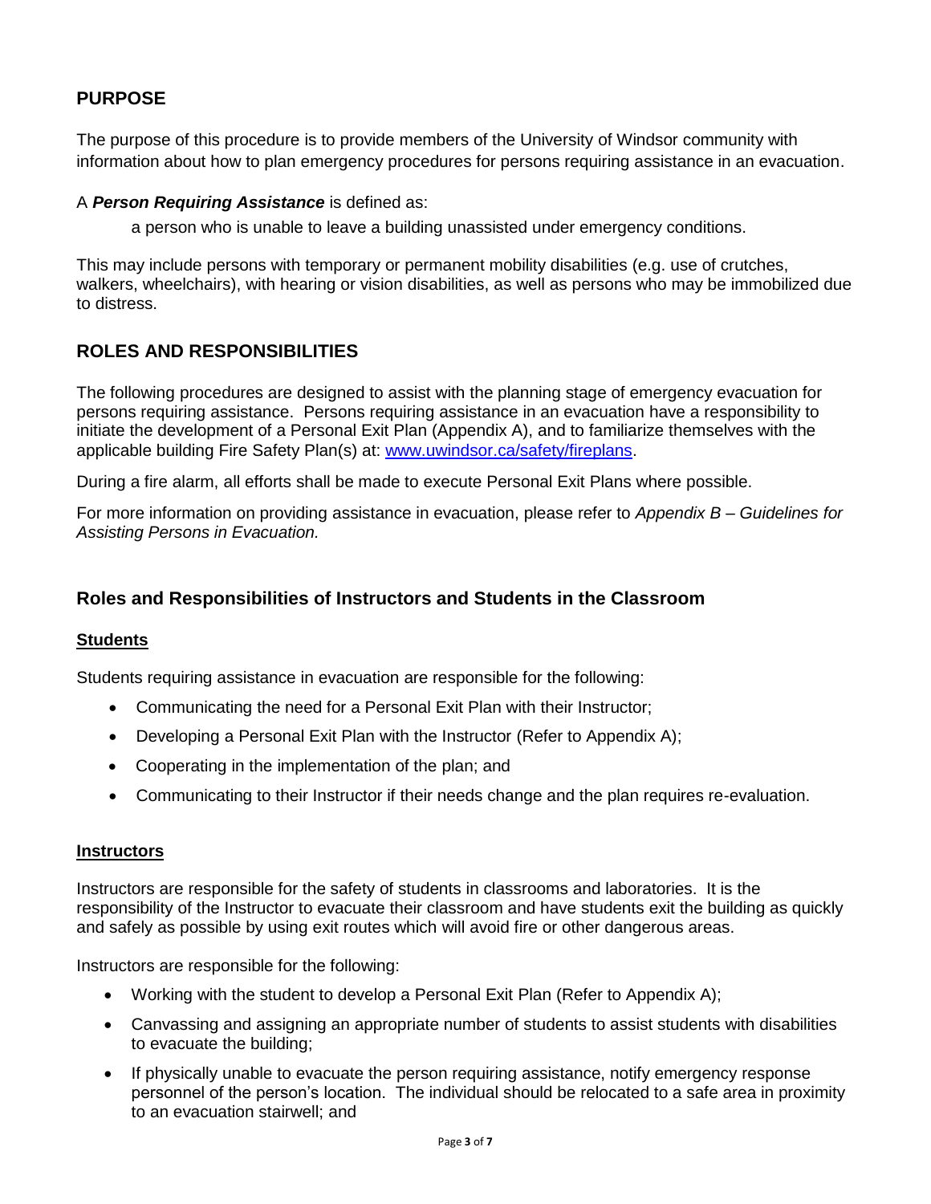## PURPOSE

The purpose of this procedure is to provide members of the University of Windsor community with information about how to plan emergency procedures for persons requiring assistance in an evacuation.

A ***Person Requiring Assistance*** is defined as:

> a person who is unable to leave a building unassisted under emergency conditions.

This may include persons with temporary or permanent mobility disabilities (e.g. use of crutches, walkers, wheelchairs), with hearing or vision disabilities, as well as persons who may be immobilized due to distress.

## ROLES AND RESPONSIBILITIES

The following procedures are designed to assist with the planning stage of emergency evacuation for persons requiring assistance. Persons requiring assistance in an evacuation have a responsibility to initiate the development of a Personal Exit Plan (Appendix A), and to familiarize themselves with the applicable building Fire Safety Plan(s) at: [www.uwindsor.ca/safety/fireplans](www.uwindsor.ca/safety/fireplans).

During a fire alarm, all efforts shall be made to execute Personal Exit Plans where possible.

For more information on providing assistance in evacuation, please refer to *Appendix B – Guidelines for Assisting Persons in Evacuation.*

### Roles and Responsibilities of Instructors and Students in the Classroom

#### Students

Students requiring assistance in evacuation are responsible for the following:

- Communicating the need for a Personal Exit Plan with their Instructor;
- Developing a Personal Exit Plan with the Instructor (Refer to Appendix A);
- Cooperating in the implementation of the plan; and
- Communicating to their Instructor if their needs change and the plan requires re-evaluation.

#### Instructors

Instructors are responsible for the safety of students in classrooms and laboratories. It is the responsibility of the Instructor to evacuate their classroom and have students exit the building as quickly and safely as possible by using exit routes which will avoid fire or other dangerous areas.

Instructors are responsible for the following:

- Working with the student to develop a Personal Exit Plan (Refer to Appendix A);
- Canvassing and assigning an appropriate number of students to assist students with disabilities to evacuate the building;
- If physically unable to evacuate the person requiring assistance, notify emergency response personnel of the person's location. The individual should be relocated to a safe area in proximity to an evacuation stairwell; and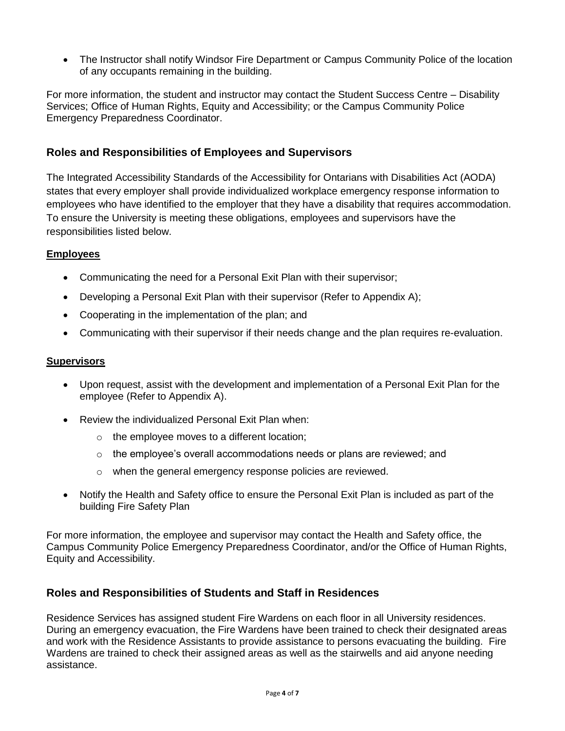- The Instructor shall notify Windsor Fire Department or Campus Community Police of the location of any occupants remaining in the building.

For more information, the student and instructor may contact the Student Success Centre – Disability Services; Office of Human Rights, Equity and Accessibility; or the Campus Community Police Emergency Preparedness Coordinator.

## Roles and Responsibilities of Employees and Supervisors

The Integrated Accessibility Standards of the Accessibility for Ontarians with Disabilities Act (AODA) states that every employer shall provide individualized workplace emergency response information to employees who have identified to the employer that they have a disability that requires accommodation. To ensure the University is meeting these obligations, employees and supervisors have the responsibilities listed below.

### Employees

- Communicating the need for a Personal Exit Plan with their supervisor;
- Developing a Personal Exit Plan with their supervisor (Refer to Appendix A);
- Cooperating in the implementation of the plan; and
- Communicating with their supervisor if their needs change and the plan requires re-evaluation.

### Supervisors

- Upon request, assist with the development and implementation of a Personal Exit Plan for the employee (Refer to Appendix A).
- Review the individualized Personal Exit Plan when:
  - the employee moves to a different location;
  - the employee's overall accommodations needs or plans are reviewed; and
  - when the general emergency response policies are reviewed.
- Notify the Health and Safety office to ensure the Personal Exit Plan is included as part of the building Fire Safety Plan

For more information, the employee and supervisor may contact the Health and Safety office, the Campus Community Police Emergency Preparedness Coordinator, and/or the Office of Human Rights, Equity and Accessibility.

## Roles and Responsibilities of Students and Staff in Residences

Residence Services has assigned student Fire Wardens on each floor in all University residences. During an emergency evacuation, the Fire Wardens have been trained to check their designated areas and work with the Residence Assistants to provide assistance to persons evacuating the building. Fire Wardens are trained to check their assigned areas as well as the stairwells and aid anyone needing assistance.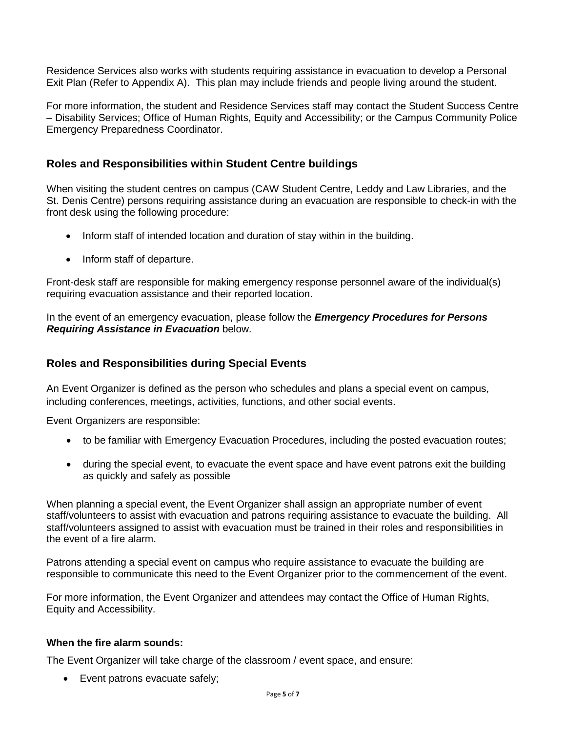Residence Services also works with students requiring assistance in evacuation to develop a Personal Exit Plan (Refer to Appendix A). This plan may include friends and people living around the student.

For more information, the student and Residence Services staff may contact the Student Success Centre – Disability Services; Office of Human Rights, Equity and Accessibility; or the Campus Community Police Emergency Preparedness Coordinator.

## Roles and Responsibilities within Student Centre buildings

When visiting the student centres on campus (CAW Student Centre, Leddy and Law Libraries, and the St. Denis Centre) persons requiring assistance during an evacuation are responsible to check-in with the front desk using the following procedure:

- Inform staff of intended location and duration of stay within in the building.
- Inform staff of departure.

Front-desk staff are responsible for making emergency response personnel aware of the individual(s) requiring evacuation assistance and their reported location.

In the event of an emergency evacuation, please follow the ***Emergency Procedures for Persons Requiring Assistance in Evacuation*** below.

## Roles and Responsibilities during Special Events

An Event Organizer is defined as the person who schedules and plans a special event on campus, including conferences, meetings, activities, functions, and other social events.

Event Organizers are responsible:

- to be familiar with Emergency Evacuation Procedures, including the posted evacuation routes;
- during the special event, to evacuate the event space and have event patrons exit the building as quickly and safely as possible

When planning a special event, the Event Organizer shall assign an appropriate number of event staff/volunteers to assist with evacuation and patrons requiring assistance to evacuate the building. All staff/volunteers assigned to assist with evacuation must be trained in their roles and responsibilities in the event of a fire alarm.

Patrons attending a special event on campus who require assistance to evacuate the building are responsible to communicate this need to the Event Organizer prior to the commencement of the event.

For more information, the Event Organizer and attendees may contact the Office of Human Rights, Equity and Accessibility.

### When the fire alarm sounds:

The Event Organizer will take charge of the classroom / event space, and ensure:

- Event patrons evacuate safely;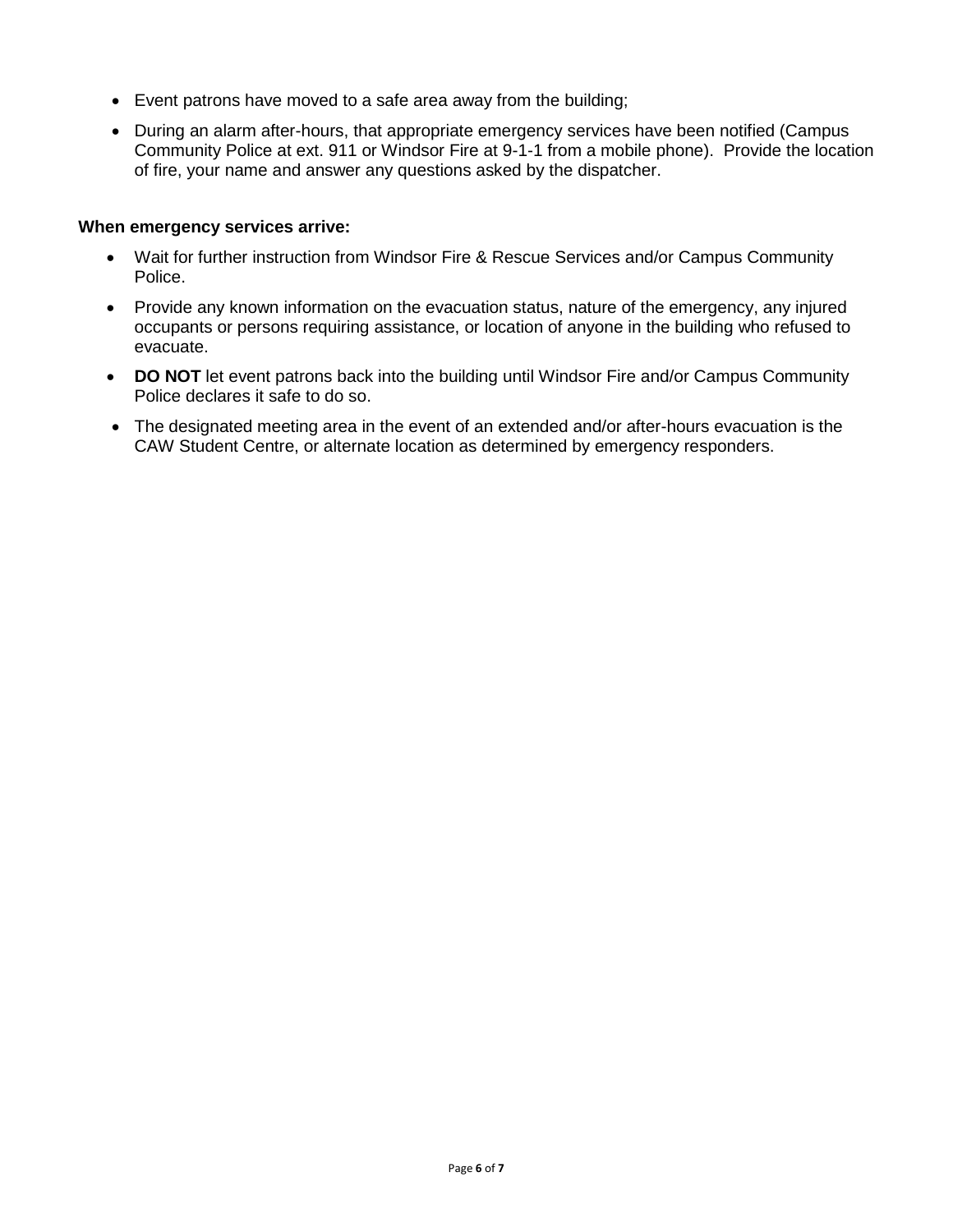- Event patrons have moved to a safe area away from the building;
- During an alarm after-hours, that appropriate emergency services have been notified (Campus Community Police at ext. 911 or Windsor Fire at 9-1-1 from a mobile phone). Provide the location of fire, your name and answer any questions asked by the dispatcher.

**When emergency services arrive:**

- Wait for further instruction from Windsor Fire & Rescue Services and/or Campus Community Police.
- Provide any known information on the evacuation status, nature of the emergency, any injured occupants or persons requiring assistance, or location of anyone in the building who refused to evacuate.
- **DO NOT** let event patrons back into the building until Windsor Fire and/or Campus Community Police declares it safe to do so.
- The designated meeting area in the event of an extended and/or after-hours evacuation is the CAW Student Centre, or alternate location as determined by emergency responders.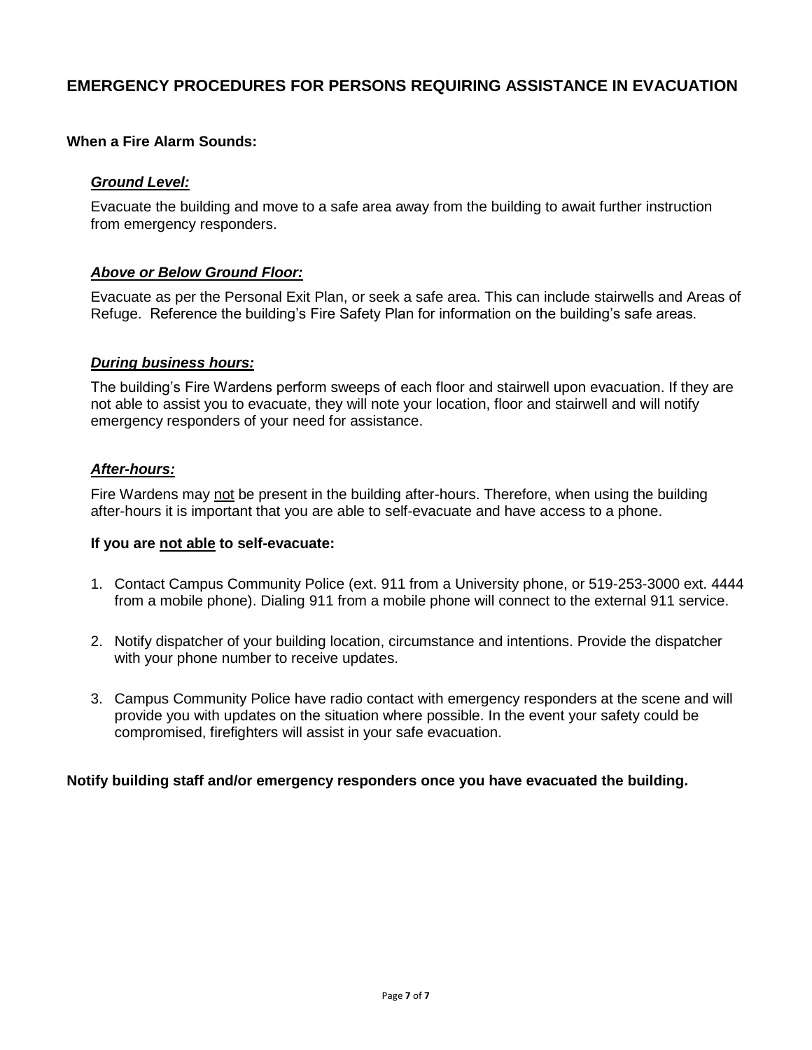## EMERGENCY PROCEDURES FOR PERSONS REQUIRING ASSISTANCE IN EVACUATION

**When a Fire Alarm Sounds:**

***Ground Level:***

Evacuate the building and move to a safe area away from the building to await further instruction from emergency responders.

***Above or Below Ground Floor:***

Evacuate as per the Personal Exit Plan, or seek a safe area. This can include stairwells and Areas of Refuge. Reference the building's Fire Safety Plan for information on the building's safe areas.

***During business hours:***

The building's Fire Wardens perform sweeps of each floor and stairwell upon evacuation. If they are not able to assist you to evacuate, they will note your location, floor and stairwell and will notify emergency responders of your need for assistance.

***After-hours:***

Fire Wardens may not be present in the building after-hours. Therefore, when using the building after-hours it is important that you are able to self-evacuate and have access to a phone.

**If you are not able to self-evacuate:**

1. Contact Campus Community Police (ext. 911 from a University phone, or 519-253-3000 ext. 4444 from a mobile phone). Dialing 911 from a mobile phone will connect to the external 911 service.
2. Notify dispatcher of your building location, circumstance and intentions. Provide the dispatcher with your phone number to receive updates.
3. Campus Community Police have radio contact with emergency responders at the scene and will provide you with updates on the situation where possible. In the event your safety could be compromised, firefighters will assist in your safe evacuation.

**Notify building staff and/or emergency responders once you have evacuated the building.**